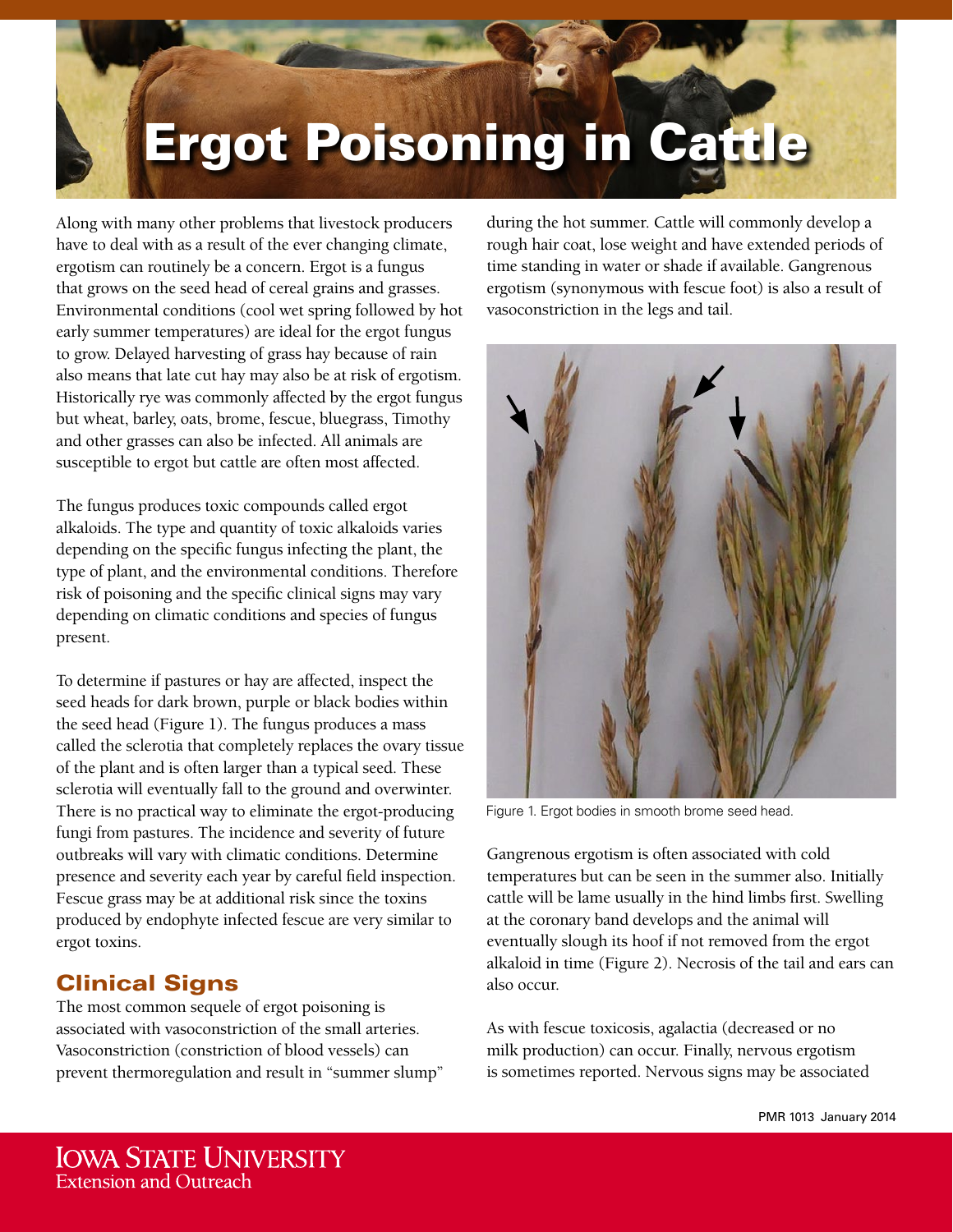# Ergot Poisoning in Cattle

Along with many other problems that livestock producers have to deal with as a result of the ever changing climate, ergotism can routinely be a concern. Ergot is a fungus that grows on the seed head of cereal grains and grasses. Environmental conditions (cool wet spring followed by hot early summer temperatures) are ideal for the ergot fungus to grow. Delayed harvesting of grass hay because of rain also means that late cut hay may also be at risk of ergotism. Historically rye was commonly affected by the ergot fungus but wheat, barley, oats, brome, fescue, bluegrass, Timothy and other grasses can also be infected. All animals are susceptible to ergot but cattle are often most affected.

The fungus produces toxic compounds called ergot alkaloids. The type and quantity of toxic alkaloids varies depending on the specific fungus infecting the plant, the type of plant, and the environmental conditions. Therefore risk of poisoning and the specific clinical signs may vary depending on climatic conditions and species of fungus present.

To determine if pastures or hay are affected, inspect the seed heads for dark brown, purple or black bodies within the seed head (Figure 1). The fungus produces a mass called the sclerotia that completely replaces the ovary tissue of the plant and is often larger than a typical seed. These sclerotia will eventually fall to the ground and overwinter. There is no practical way to eliminate the ergot-producing fungi from pastures. The incidence and severity of future outbreaks will vary with climatic conditions. Determine presence and severity each year by careful field inspection. Fescue grass may be at additional risk since the toxins produced by endophyte infected fescue are very similar to ergot toxins.

## Clinical Signs

The most common sequele of ergot poisoning is associated with vasoconstriction of the small arteries. Vasoconstriction (constriction of blood vessels) can prevent thermoregulation and result in "summer slump" during the hot summer. Cattle will commonly develop a rough hair coat, lose weight and have extended periods of time standing in water or shade if available. Gangrenous ergotism (synonymous with fescue foot) is also a result of vasoconstriction in the legs and tail.

Figure 1. Ergot bodies in smooth brome seed head.

Gangrenous ergotism is often associated with cold temperatures but can be seen in the summer also. Initially cattle will be lame usually in the hind limbs first. Swelling at the coronary band develops and the animal will eventually slough its hoof if not removed from the ergot alkaloid in time (Figure 2). Necrosis of the tail and ears can also occur.

As with fescue toxicosis, agalactia (decreased or no milk production) can occur. Finally, nervous ergotism is sometimes reported. Nervous signs may be associated

PMR 1013 January 2014

Iowa State University
Extension and Outreach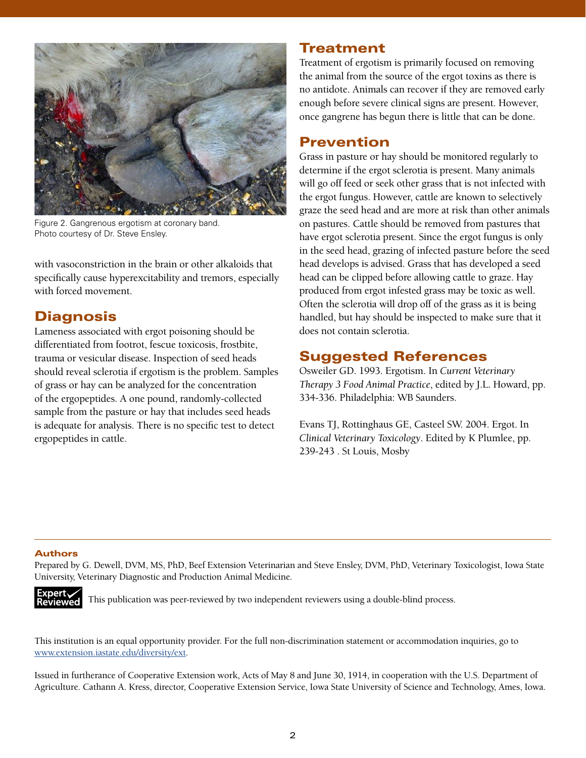Figure 2. Gangrenous ergotism at coronary band. Photo courtesy of Dr. Steve Ensley.

with vasoconstriction in the brain or other alkaloids that specifically cause hyperexcitability and tremors, especially with forced movement.

## Diagnosis

Lameness associated with ergot poisoning should be differentiated from footrot, fescue toxicosis, frostbite, trauma or vesicular disease. Inspection of seed heads should reveal sclerotia if ergotism is the problem. Samples of grass or hay can be analyzed for the concentration of the ergopeptides. A one pound, randomly-collected sample from the pasture or hay that includes seed heads is adequate for analysis. There is no specific test to detect ergopeptides in cattle.

## Treatment

Treatment of ergotism is primarily focused on removing the animal from the source of the ergot toxins as there is no antidote. Animals can recover if they are removed early enough before severe clinical signs are present. However, once gangrene has begun there is little that can be done.

## Prevention

Grass in pasture or hay should be monitored regularly to determine if the ergot sclerotia is present. Many animals will go off feed or seek other grass that is not infected with the ergot fungus. However, cattle are known to selectively graze the seed head and are more at risk than other animals on pastures. Cattle should be removed from pastures that have ergot sclerotia present. Since the ergot fungus is only in the seed head, grazing of infected pasture before the seed head develops is advised. Grass that has developed a seed head can be clipped before allowing cattle to graze. Hay produced from ergot infested grass may be toxic as well. Often the sclerotia will drop off of the grass as it is being handled, but hay should be inspected to make sure that it does not contain sclerotia.

## Suggested References

Osweiler GD. 1993. Ergotism. In *Current Veterinary Therapy 3 Food Animal Practice*, edited by J.L. Howard, pp. 334-336. Philadelphia: WB Saunders.

Evans TJ, Rottinghaus GE, Casteel SW. 2004. Ergot. In *Clinical Veterinary Toxicology*. Edited by K Plumlee, pp. 239-243 . St Louis, Mosby

### Authors

Prepared by G. Dewell, DVM, MS, PhD, Beef Extension Veterinarian and Steve Ensley, DVM, PhD, Veterinary Toxicologist, Iowa State University, Veterinary Diagnostic and Production Animal Medicine.

Expert Reviewed — This publication was peer-reviewed by two independent reviewers using a double-blind process.

This institution is an equal opportunity provider. For the full non-discrimination statement or accommodation inquiries, go to www.extension.iastate.edu/diversity/ext.

Issued in furtherance of Cooperative Extension work, Acts of May 8 and June 30, 1914, in cooperation with the U.S. Department of Agriculture. Cathann A. Kress, director, Cooperative Extension Service, Iowa State University of Science and Technology, Ames, Iowa.